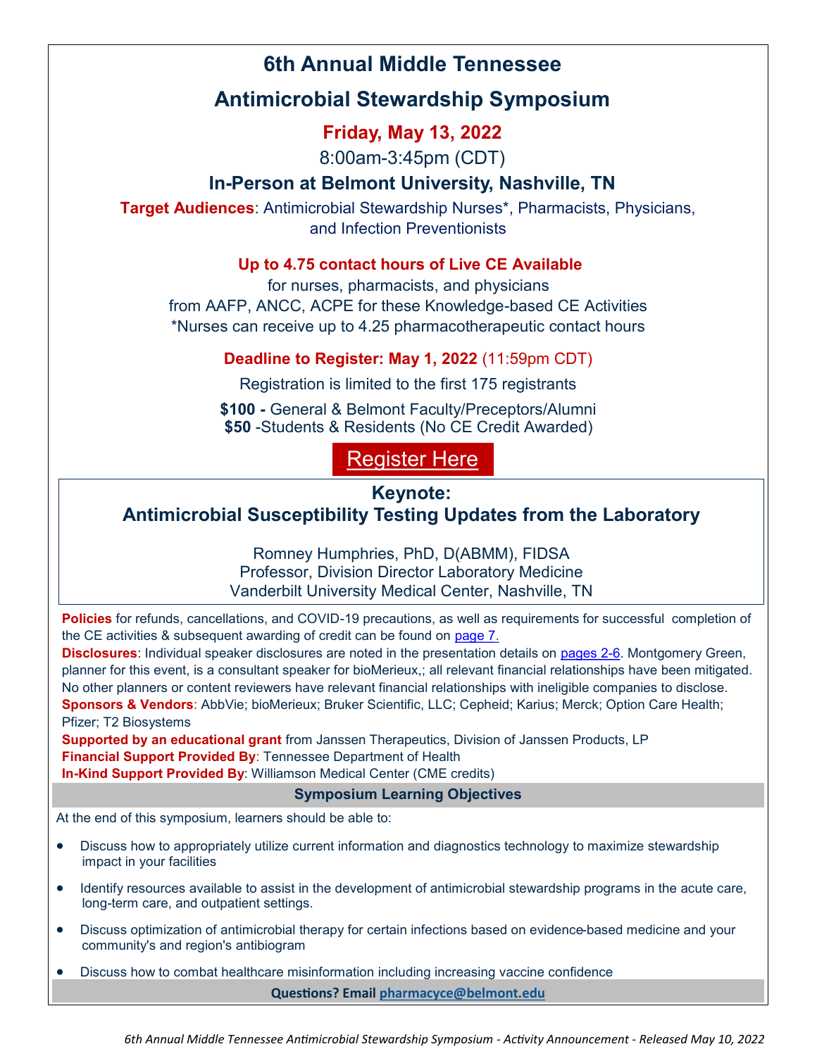# 6th Annual Middle Tennessee

# Antimicrobial Stewardship Symposium

**Friday, May 13, 2022**

8:00am-3:45pm (CDT)

**In-Person at Belmont University, Nashville, TN**

**Target Audiences**: Antimicrobial Stewardship Nurses*, Pharmacists, Physicians, and Infection Preventionists

**Up to 4.75 contact hours of Live CE Available**

for nurses, pharmacists, and physicians

from AAFP, ANCC, ACPE for these Knowledge-based CE Activities

*Nurses can receive up to 4.25 pharmacotherapeutic contact hours

**Deadline to Register: May 1, 2022** (11:59pm CDT)

Registration is limited to the first 175 registrants

**$100 -** General & Belmont Faculty/Preceptors/Alumni
**$50** -Students & Residents (No CE Credit Awarded)

Register Here

## Keynote:
## Antimicrobial Susceptibility Testing Updates from the Laboratory

Romney Humphries, PhD, D(ABMM), FIDSA
Professor, Division Director Laboratory Medicine
Vanderbilt University Medical Center, Nashville, TN

**Policies** for refunds, cancellations, and COVID-19 precautions, as well as requirements for successful completion of the CE activities & subsequent awarding of credit can be found on page 7.

**Disclosures**: Individual speaker disclosures are noted in the presentation details on pages 2-6. Montgomery Green, planner for this event, is a consultant speaker for bioMerieux,; all relevant financial relationships have been mitigated. No other planners or content reviewers have relevant financial relationships with ineligible companies to disclose.

**Sponsors & Vendors**: AbbVie; bioMerieux; Bruker Scientific, LLC; Cepheid; Karius; Merck; Option Care Health; Pfizer; T2 Biosystems

**Supported by an educational grant** from Janssen Therapeutics, Division of Janssen Products, LP

**Financial Support Provided By**: Tennessee Department of Health

**In-Kind Support Provided By**: Williamson Medical Center (CME credits)

### Symposium Learning Objectives

At the end of this symposium, learners should be able to:

- Discuss how to appropriately utilize current information and diagnostics technology to maximize stewardship impact in your facilities
- Identify resources available to assist in the development of antimicrobial stewardship programs in the acute care, long-term care, and outpatient settings.
- Discuss optimization of antimicrobial therapy for certain infections based on evidence-based medicine and your community's and region's antibiogram
- Discuss how to combat healthcare misinformation including increasing vaccine confidence

**Questions? Email pharmacyce@belmont.edu**

*6th Annual Middle Tennessee Antimicrobial Stewardship Symposium - Activity Announcement - Released May 10, 2022*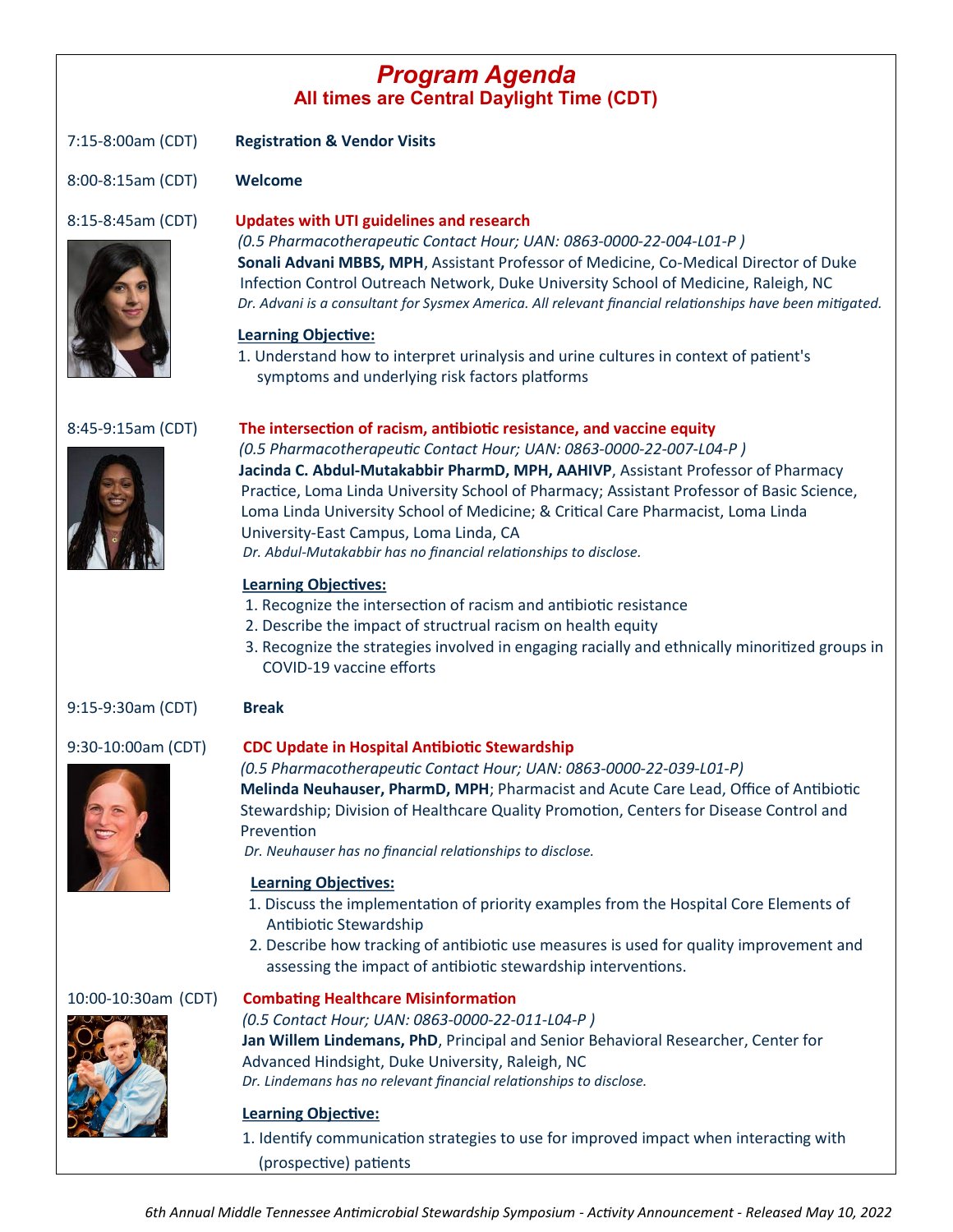# Program Agenda

## All times are Central Daylight Time (CDT)

7:15-8:00am (CDT) **Registration & Vendor Visits**

8:00-8:15am (CDT) **Welcome**

8:15-8:45am (CDT) **Updates with UTI guidelines and research**

*(0.5 Pharmacotherapeutic Contact Hour; UAN: 0863-0000-22-004-L01-P )*

**Sonali Advani MBBS, MPH**, Assistant Professor of Medicine, Co-Medical Director of Duke Infection Control Outreach Network, Duke University School of Medicine, Raleigh, NC

*Dr. Advani is a consultant for Sysmex America. All relevant financial relationships have been mitigated.*

**Learning Objective:**

1. Understand how to interpret urinalysis and urine cultures in context of patient's symptoms and underlying risk factors platforms

8:45-9:15am (CDT) **The intersection of racism, antibiotic resistance, and vaccine equity**

*(0.5 Pharmacotherapeutic Contact Hour; UAN: 0863-0000-22-007-L04-P )*

**Jacinda C. Abdul-Mutakabbir PharmD, MPH, AAHIVP**, Assistant Professor of Pharmacy Practice, Loma Linda University School of Pharmacy; Assistant Professor of Basic Science, Loma Linda University School of Medicine; & Critical Care Pharmacist, Loma Linda University-East Campus, Loma Linda, CA

*Dr. Abdul-Mutakabbir has no financial relationships to disclose.*

**Learning Objectives:**

1. Recognize the intersection of racism and antibiotic resistance
2. Describe the impact of structural racism on health equity
3. Recognize the strategies involved in engaging racially and ethnically minoritized groups in COVID-19 vaccine efforts

9:15-9:30am (CDT) **Break**

9:30-10:00am (CDT) **CDC Update in Hospital Antibiotic Stewardship**

*(0.5 Pharmacotherapeutic Contact Hour; UAN: 0863-0000-22-039-L01-P)*

**Melinda Neuhauser, PharmD, MPH**; Pharmacist and Acute Care Lead, Office of Antibiotic Stewardship; Division of Healthcare Quality Promotion, Centers for Disease Control and Prevention

*Dr. Neuhauser has no financial relationships to disclose.*

**Learning Objectives:**

1. Discuss the implementation of priority examples from the Hospital Core Elements of Antibiotic Stewardship
2. Describe how tracking of antibiotic use measures is used for quality improvement and assessing the impact of antibiotic stewardship interventions.

10:00-10:30am (CDT) **Combating Healthcare Misinformation**

*(0.5 Contact Hour; UAN: 0863-0000-22-011-L04-P )*

**Jan Willem Lindemans, PhD**, Principal and Senior Behavioral Researcher, Center for Advanced Hindsight, Duke University, Raleigh, NC

*Dr. Lindemans has no relevant financial relationships to disclose.*

**Learning Objective:**

1. Identify communication strategies to use for improved impact when interacting with (prospective) patients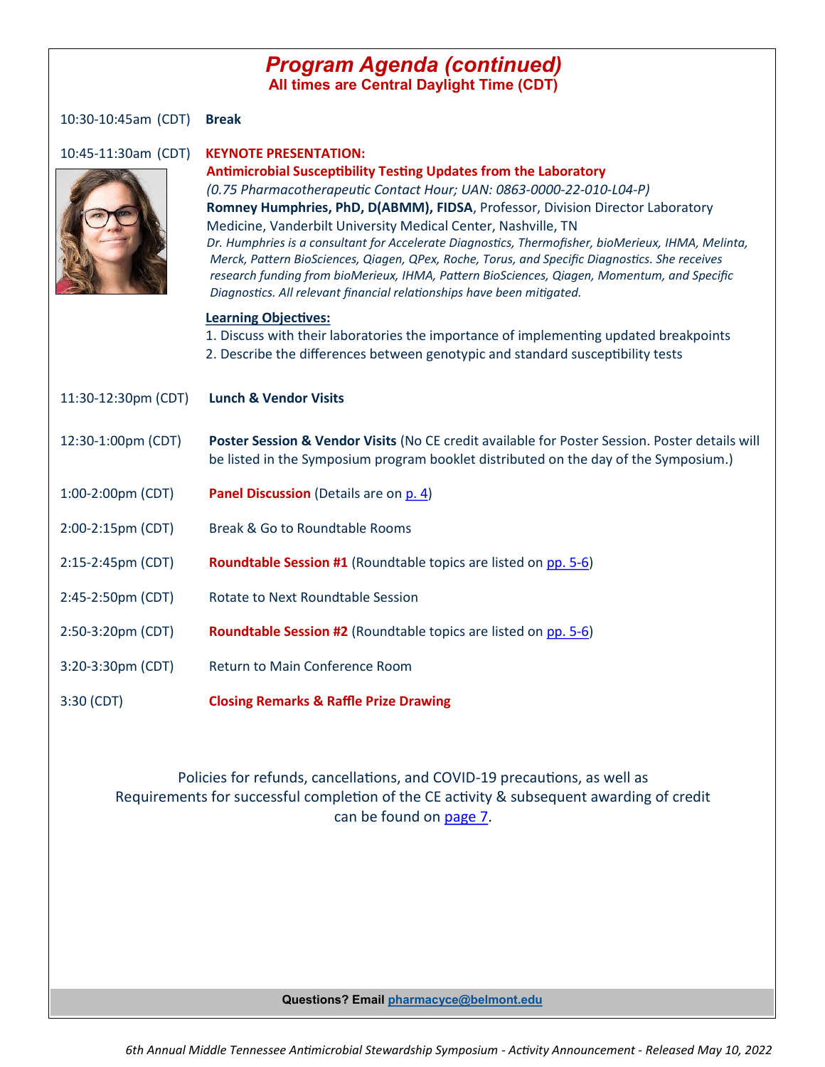# *Program Agenda (continued)*

**All times are Central Daylight Time (CDT)**

10:30-10:45am (CDT) **Break**

10:45-11:30am (CDT) **KEYNOTE PRESENTATION:**

**Antimicrobial Susceptibility Testing Updates from the Laboratory**

*(0.75 Pharmacotherapeutic Contact Hour; UAN: 0863-0000-22-010-L04-P)*

**Romney Humphries, PhD, D(ABMM), FIDSA**, Professor, Division Director Laboratory Medicine, Vanderbilt University Medical Center, Nashville, TN

*Dr. Humphries is a consultant for Accelerate Diagnostics, Thermofisher, bioMerieux, IHMA, Melinta, Merck, Pattern BioSciences, Qiagen, QPex, Roche, Torus, and Specific Diagnostics. She receives research funding from bioMerieux, IHMA, Pattern BioSciences, Qiagen, Momentum, and Specific Diagnostics. All relevant financial relationships have been mitigated.*

**Learning Objectives:**

1. Discuss with their laboratories the importance of implementing updated breakpoints
2. Describe the differences between genotypic and standard susceptibility tests

11:30-12:30pm (CDT) **Lunch & Vendor Visits**

12:30-1:00pm (CDT) **Poster Session & Vendor Visits** (No CE credit available for Poster Session. Poster details will be listed in the Symposium program booklet distributed on the day of the Symposium.)

1:00-2:00pm (CDT) **Panel Discussion** (Details are on p. 4)

2:00-2:15pm (CDT) Break & Go to Roundtable Rooms

2:15-2:45pm (CDT) **Roundtable Session #1** (Roundtable topics are listed on pp. 5-6)

2:45-2:50pm (CDT) Rotate to Next Roundtable Session

2:50-3:20pm (CDT) **Roundtable Session #2** (Roundtable topics are listed on pp. 5-6)

3:20-3:30pm (CDT) Return to Main Conference Room

3:30 (CDT) **Closing Remarks & Raffle Prize Drawing**

Policies for refunds, cancellations, and COVID-19 precautions, as well as Requirements for successful completion of the CE activity & subsequent awarding of credit can be found on page 7.

**Questions? Email pharmacyce@belmont.edu**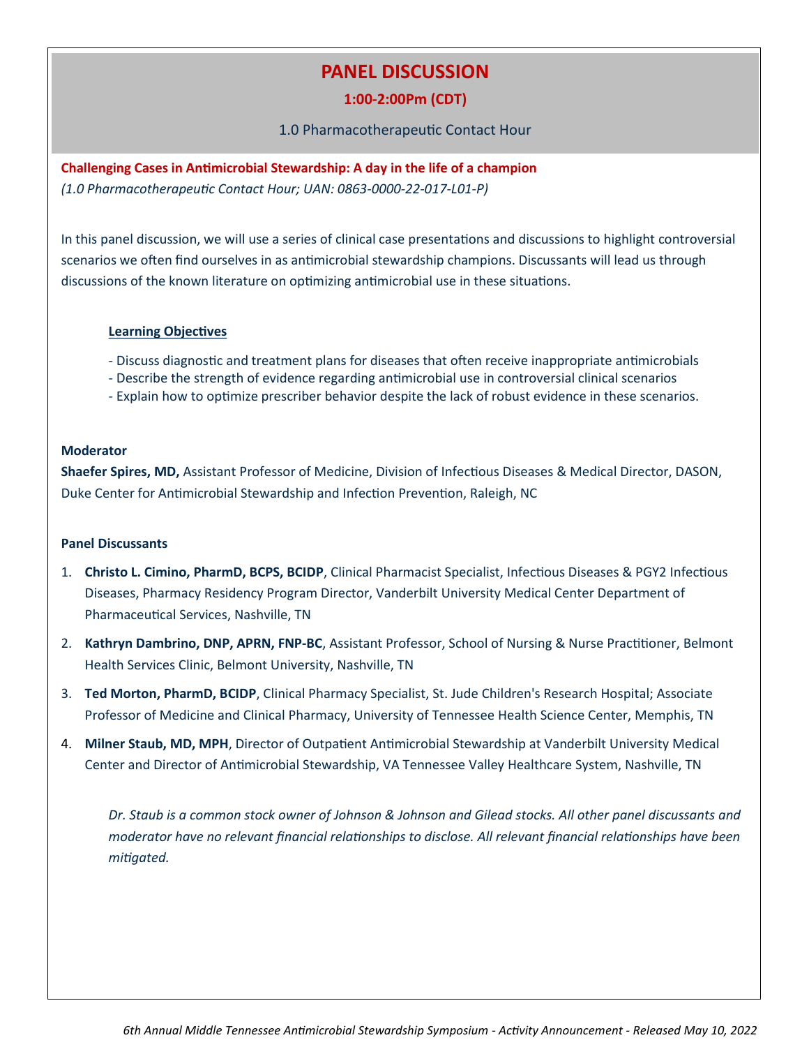# PANEL DISCUSSION

**1:00-2:00Pm (CDT)**

1.0 Pharmacotherapeutic Contact Hour

**Challenging Cases in Antimicrobial Stewardship: A day in the life of a champion**

*(1.0 Pharmacotherapeutic Contact Hour; UAN: 0863-0000-22-017-L01-P)*

In this panel discussion, we will use a series of clinical case presentations and discussions to highlight controversial scenarios we often find ourselves in as antimicrobial stewardship champions. Discussants will lead us through discussions of the known literature on optimizing antimicrobial use in these situations.

**Learning Objectives**

- Discuss diagnostic and treatment plans for diseases that often receive inappropriate antimicrobials
- Describe the strength of evidence regarding antimicrobial use in controversial clinical scenarios
- Explain how to optimize prescriber behavior despite the lack of robust evidence in these scenarios.

**Moderator**

**Shaefer Spires, MD,** Assistant Professor of Medicine, Division of Infectious Diseases & Medical Director, DASON, Duke Center for Antimicrobial Stewardship and Infection Prevention, Raleigh, NC

**Panel Discussants**

1. **Christo L. Cimino, PharmD, BCPS, BCIDP**, Clinical Pharmacist Specialist, Infectious Diseases & PGY2 Infectious Diseases, Pharmacy Residency Program Director, Vanderbilt University Medical Center Department of Pharmaceutical Services, Nashville, TN
2. **Kathryn Dambrino, DNP, APRN, FNP-BC**, Assistant Professor, School of Nursing & Nurse Practitioner, Belmont Health Services Clinic, Belmont University, Nashville, TN
3. **Ted Morton, PharmD, BCIDP**, Clinical Pharmacy Specialist, St. Jude Children's Research Hospital; Associate Professor of Medicine and Clinical Pharmacy, University of Tennessee Health Science Center, Memphis, TN
4. **Milner Staub, MD, MPH**, Director of Outpatient Antimicrobial Stewardship at Vanderbilt University Medical Center and Director of Antimicrobial Stewardship, VA Tennessee Valley Healthcare System, Nashville, TN

*Dr. Staub is a common stock owner of Johnson & Johnson and Gilead stocks. All other panel discussants and moderator have no relevant financial relationships to disclose. All relevant financial relationships have been mitigated.*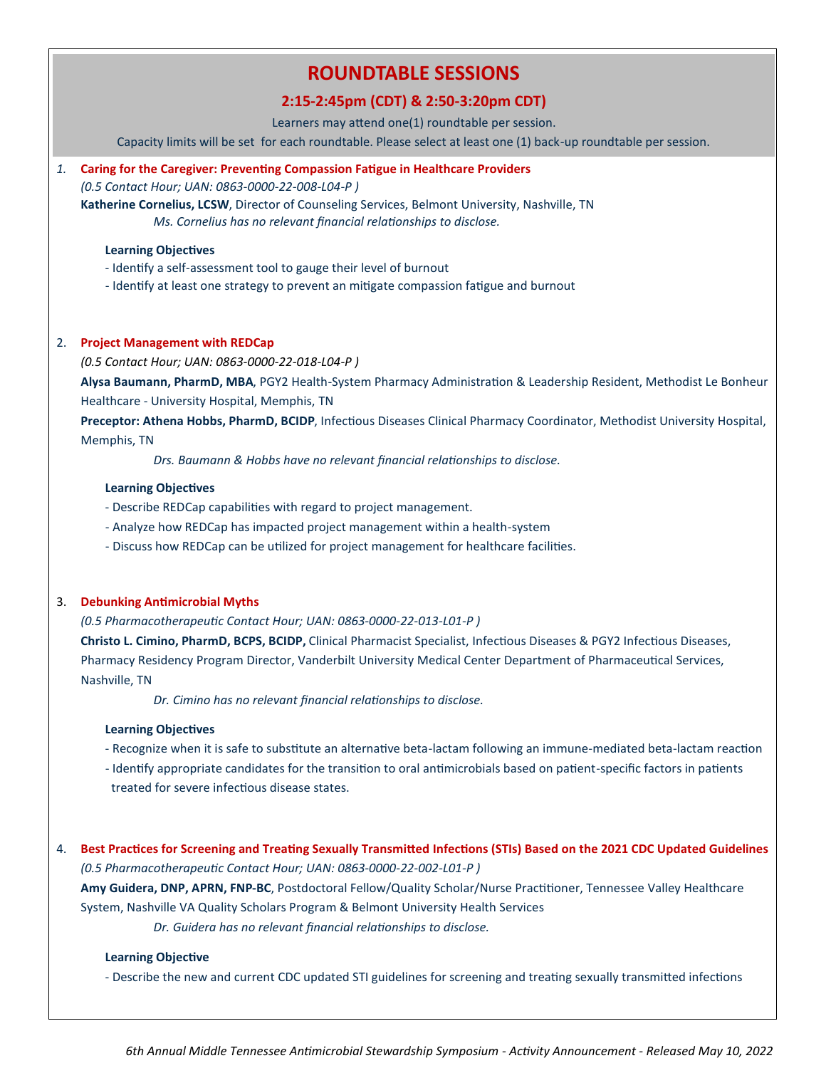# ROUNDTABLE SESSIONS

## 2:15-2:45pm (CDT) & 2:50-3:20pm CDT)

Learners may attend one(1) roundtable per session.

Capacity limits will be set for each roundtable. Please select at least one (1) back-up roundtable per session.

1. **Caring for the Caregiver: Preventing Compassion Fatigue in Healthcare Providers**

   *(0.5 Contact Hour; UAN: 0863-0000-22-008-L04-P )*

   **Katherine Cornelius, LCSW**, Director of Counseling Services, Belmont University, Nashville, TN

   *Ms. Cornelius has no relevant financial relationships to disclose.*

   **Learning Objectives**

   - Identify a self-assessment tool to gauge their level of burnout
   - Identify at least one strategy to prevent an mitigate compassion fatigue and burnout

2. **Project Management with REDCap**

   *(0.5 Contact Hour; UAN: 0863-0000-22-018-L04-P )*

   **Alysa Baumann, PharmD, MBA**, PGY2 Health-System Pharmacy Administration & Leadership Resident, Methodist Le Bonheur Healthcare - University Hospital, Memphis, TN

   **Preceptor: Athena Hobbs, PharmD, BCIDP**, Infectious Diseases Clinical Pharmacy Coordinator, Methodist University Hospital, Memphis, TN

   *Drs. Baumann & Hobbs have no relevant financial relationships to disclose.*

   **Learning Objectives**

   - Describe REDCap capabilities with regard to project management.
   - Analyze how REDCap has impacted project management within a health-system
   - Discuss how REDCap can be utilized for project management for healthcare facilities.

3. **Debunking Antimicrobial Myths**

   *(0.5 Pharmacotherapeutic Contact Hour; UAN: 0863-0000-22-013-L01-P )*

   **Christo L. Cimino, PharmD, BCPS, BCIDP,** Clinical Pharmacist Specialist, Infectious Diseases & PGY2 Infectious Diseases, Pharmacy Residency Program Director, Vanderbilt University Medical Center Department of Pharmaceutical Services, Nashville, TN

   *Dr. Cimino has no relevant financial relationships to disclose.*

   **Learning Objectives**

   - Recognize when it is safe to substitute an alternative beta-lactam following an immune-mediated beta-lactam reaction
   - Identify appropriate candidates for the transition to oral antimicrobials based on patient-specific factors in patients treated for severe infectious disease states.

4. **Best Practices for Screening and Treating Sexually Transmitted Infections (STIs) Based on the 2021 CDC Updated Guidelines**

   *(0.5 Pharmacotherapeutic Contact Hour; UAN: 0863-0000-22-002-L01-P )*

   **Amy Guidera, DNP, APRN, FNP-BC**, Postdoctoral Fellow/Quality Scholar/Nurse Practitioner, Tennessee Valley Healthcare System, Nashville VA Quality Scholars Program & Belmont University Health Services

   *Dr. Guidera has no relevant financial relationships to disclose.*

   **Learning Objective**

   - Describe the new and current CDC updated STI guidelines for screening and treating sexually transmitted infections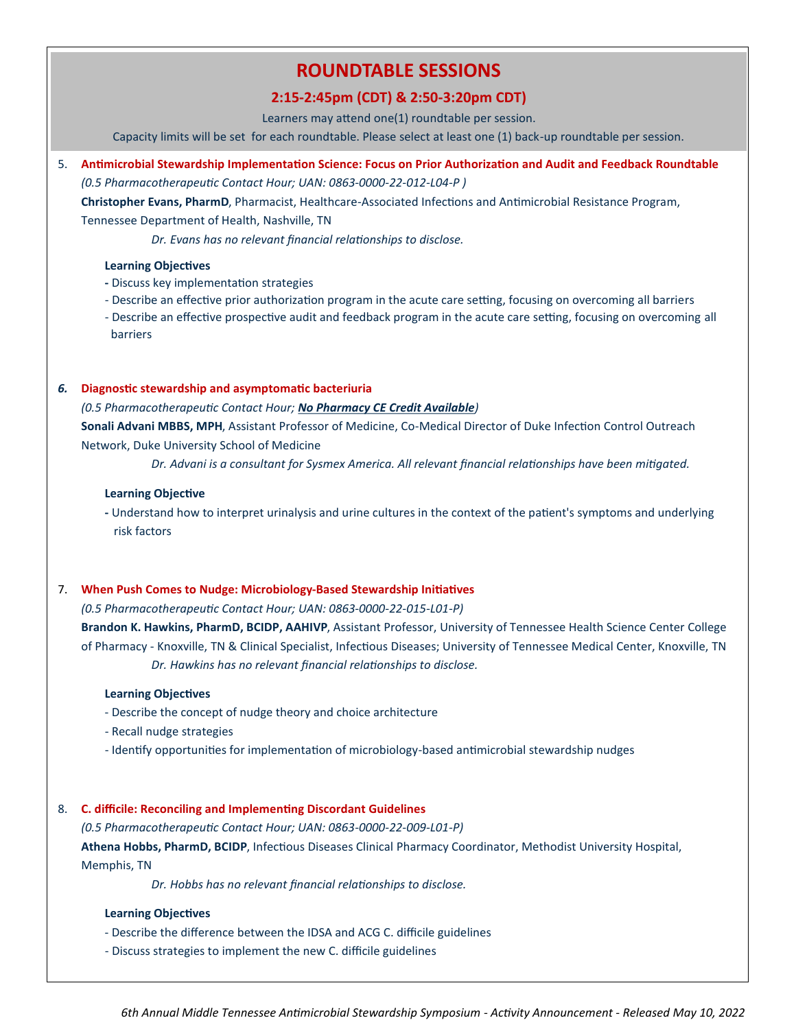# ROUNDTABLE SESSIONS

## 2:15-2:45pm (CDT) & 2:50-3:20pm CDT)

Learners may attend one(1) roundtable per session.

Capacity limits will be set for each roundtable. Please select at least one (1) back-up roundtable per session.

5. **Antimicrobial Stewardship Implementation Science: Focus on Prior Authorization and Audit and Feedback Roundtable**

   *(0.5 Pharmacotherapeutic Contact Hour; UAN: 0863-0000-22-012-L04-P )*

   **Christopher Evans, PharmD**, Pharmacist, Healthcare-Associated Infections and Antimicrobial Resistance Program, Tennessee Department of Health, Nashville, TN

   *Dr. Evans has no relevant financial relationships to disclose.*

   **Learning Objectives**
   - Discuss key implementation strategies
   - Describe an effective prior authorization program in the acute care setting, focusing on overcoming all barriers
   - Describe an effective prospective audit and feedback program in the acute care setting, focusing on overcoming all barriers

6. **Diagnostic stewardship and asymptomatic bacteriuria**

   *(0.5 Pharmacotherapeutic Contact Hour; __**No Pharmacy CE Credit Available**__)*

   **Sonali Advani MBBS, MPH**, Assistant Professor of Medicine, Co-Medical Director of Duke Infection Control Outreach Network, Duke University School of Medicine

   *Dr. Advani is a consultant for Sysmex America. All relevant financial relationships have been mitigated.*

   **Learning Objective**
   - Understand how to interpret urinalysis and urine cultures in the context of the patient's symptoms and underlying risk factors

7. **When Push Comes to Nudge: Microbiology-Based Stewardship Initiatives**

   *(0.5 Pharmacotherapeutic Contact Hour; UAN: 0863-0000-22-015-L01-P)*

   **Brandon K. Hawkins, PharmD, BCIDP, AAHIVP**, Assistant Professor, University of Tennessee Health Science Center College of Pharmacy - Knoxville, TN & Clinical Specialist, Infectious Diseases; University of Tennessee Medical Center, Knoxville, TN

   *Dr. Hawkins has no relevant financial relationships to disclose.*

   **Learning Objectives**
   - Describe the concept of nudge theory and choice architecture
   - Recall nudge strategies
   - Identify opportunities for implementation of microbiology-based antimicrobial stewardship nudges

8. **C. difficile: Reconciling and Implementing Discordant Guidelines**

   *(0.5 Pharmacotherapeutic Contact Hour; UAN: 0863-0000-22-009-L01-P)*

   **Athena Hobbs, PharmD, BCIDP**, Infectious Diseases Clinical Pharmacy Coordinator, Methodist University Hospital, Memphis, TN

   *Dr. Hobbs has no relevant financial relationships to disclose.*

   **Learning Objectives**
   - Describe the difference between the IDSA and ACG C. difficile guidelines
   - Discuss strategies to implement the new C. difficile guidelines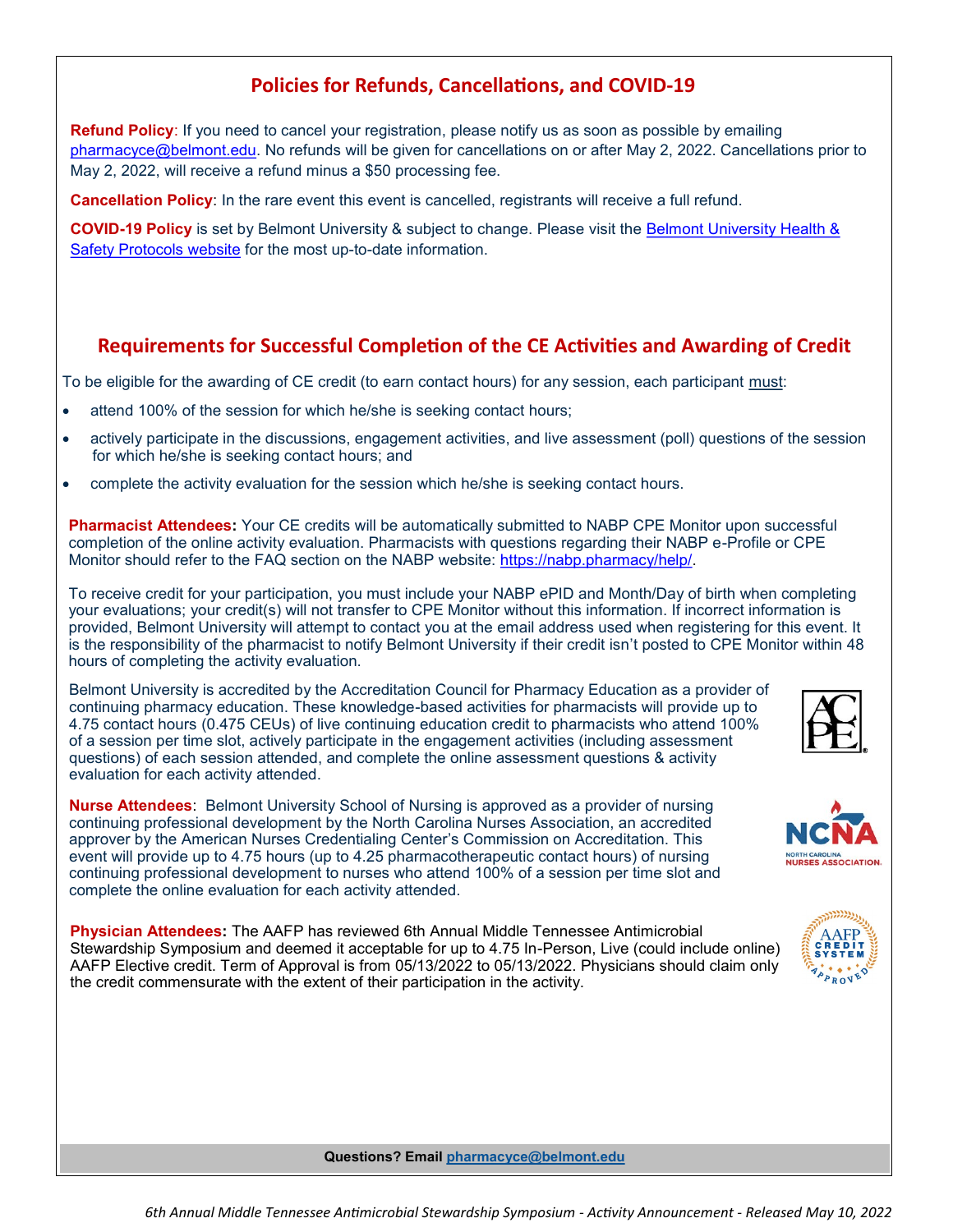## Policies for Refunds, Cancellations, and COVID-19

**Refund Policy**: If you need to cancel your registration, please notify us as soon as possible by emailing pharmacyce@belmont.edu. No refunds will be given for cancellations on or after May 2, 2022. Cancellations prior to May 2, 2022, will receive a refund minus a $50 processing fee.

**Cancellation Policy**: In the rare event this event is cancelled, registrants will receive a full refund.

**COVID-19 Policy** is set by Belmont University & subject to change. Please visit the Belmont University Health & Safety Protocols website for the most up-to-date information.

## Requirements for Successful Completion of the CE Activities and Awarding of Credit

To be eligible for the awarding of CE credit (to earn contact hours) for any session, each participant must:

- attend 100% of the session for which he/she is seeking contact hours;
- actively participate in the discussions, engagement activities, and live assessment (poll) questions of the session for which he/she is seeking contact hours; and
- complete the activity evaluation for the session which he/she is seeking contact hours.

**Pharmacist Attendees:** Your CE credits will be automatically submitted to NABP CPE Monitor upon successful completion of the online activity evaluation. Pharmacists with questions regarding their NABP e-Profile or CPE Monitor should refer to the FAQ section on the NABP website: https://nabp.pharmacy/help/.

To receive credit for your participation, you must include your NABP ePID and Month/Day of birth when completing your evaluations; your credit(s) will not transfer to CPE Monitor without this information. If incorrect information is provided, Belmont University will attempt to contact you at the email address used when registering for this event. It is the responsibility of the pharmacist to notify Belmont University if their credit isn't posted to CPE Monitor within 48 hours of completing the activity evaluation.

Belmont University is accredited by the Accreditation Council for Pharmacy Education as a provider of continuing pharmacy education. These knowledge-based activities for pharmacists will provide up to 4.75 contact hours (0.475 CEUs) of live continuing education credit to pharmacists who attend 100% of a session per time slot, actively participate in the engagement activities (including assessment questions) of each session attended, and complete the online assessment questions & activity evaluation for each activity attended.

**Nurse Attendees**: Belmont University School of Nursing is approved as a provider of nursing continuing professional development by the North Carolina Nurses Association, an accredited approver by the American Nurses Credentialing Center's Commission on Accreditation. This event will provide up to 4.75 hours (up to 4.25 pharmacotherapeutic contact hours) of nursing continuing professional development to nurses who attend 100% of a session per time slot and complete the online evaluation for each activity attended.

**Physician Attendees:** The AAFP has reviewed 6th Annual Middle Tennessee Antimicrobial Stewardship Symposium and deemed it acceptable for up to 4.75 In-Person, Live (could include online) AAFP Elective credit. Term of Approval is from 05/13/2022 to 05/13/2022. Physicians should claim only the credit commensurate with the extent of their participation in the activity.

**Questions? Email pharmacyce@belmont.edu**

*6th Annual Middle Tennessee Antimicrobial Stewardship Symposium - Activity Announcement - Released May 10, 2022*